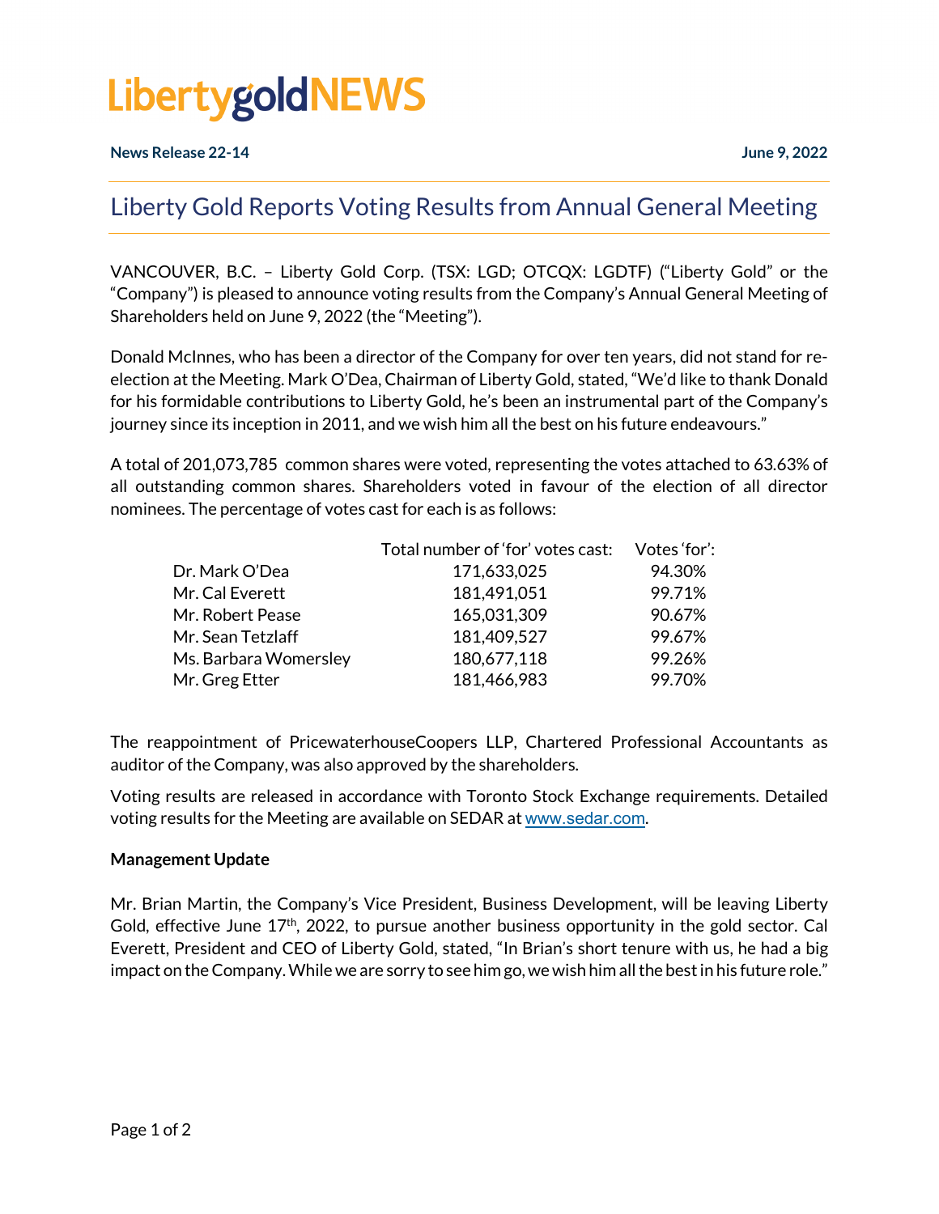# LibertygoldNEWS

**News Release 22-14** **June 9, 2022**

## Liberty Gold Reports Voting Results from Annual General Meeting

VANCOUVER, B.C. – Liberty Gold Corp. (TSX: LGD; OTCQX: LGDTF) ("Liberty Gold" or the "Company") is pleased to announce voting results from the Company's Annual General Meeting of Shareholders held on June 9, 2022 (the "Meeting").

Donald McInnes, who has been a director of the Company for over ten years, did not stand for re-election at the Meeting. Mark O'Dea, Chairman of Liberty Gold, stated, "We'd like to thank Donald for his formidable contributions to Liberty Gold, he's been an instrumental part of the Company's journey since its inception in 2011, and we wish him all the best on his future endeavours."

A total of 201,073,785 common shares were voted, representing the votes attached to 63.63% of all outstanding common shares. Shareholders voted in favour of the election of all director nominees. The percentage of votes cast for each is as follows:

| | Total number of 'for' votes cast: | Votes 'for': |
|---|---|---|
| Dr. Mark O'Dea | 171,633,025 | 94.30% |
| Mr. Cal Everett | 181,491,051 | 99.71% |
| Mr. Robert Pease | 165,031,309 | 90.67% |
| Mr. Sean Tetzlaff | 181,409,527 | 99.67% |
| Ms. Barbara Womersley | 180,677,118 | 99.26% |
| Mr. Greg Etter | 181,466,983 | 99.70% |

The reappointment of PricewaterhouseCoopers LLP, Chartered Professional Accountants as auditor of the Company, was also approved by the shareholders.

Voting results are released in accordance with Toronto Stock Exchange requirements. Detailed voting results for the Meeting are available on SEDAR at www.sedar.com.

**Management Update**

Mr. Brian Martin, the Company's Vice President, Business Development, will be leaving Liberty Gold, effective June 17th, 2022, to pursue another business opportunity in the gold sector. Cal Everett, President and CEO of Liberty Gold, stated, "In Brian's short tenure with us, he had a big impact on the Company. While we are sorry to see him go, we wish him all the best in his future role."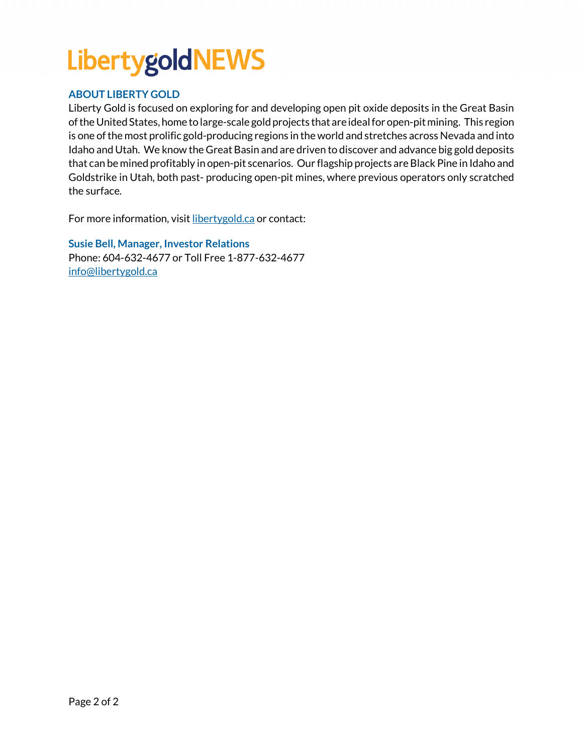**LibertygoldNEWS**

## ABOUT LIBERTY GOLD

Liberty Gold is focused on exploring for and developing open pit oxide deposits in the Great Basin of the United States, home to large-scale gold projects that are ideal for open-pit mining. This region is one of the most prolific gold-producing regions in the world and stretches across Nevada and into Idaho and Utah. We know the Great Basin and are driven to discover and advance big gold deposits that can be mined profitably in open-pit scenarios. Our flagship projects are Black Pine in Idaho and Goldstrike in Utah, both past- producing open-pit mines, where previous operators only scratched the surface.

For more information, visit [libertygold.ca](http://libertygold.ca) or contact:

**Susie Bell, Manager, Investor Relations**
Phone: 604-632-4677 or Toll Free 1-877-632-4677
[info@libertygold.ca](mailto:info@libertygold.ca)